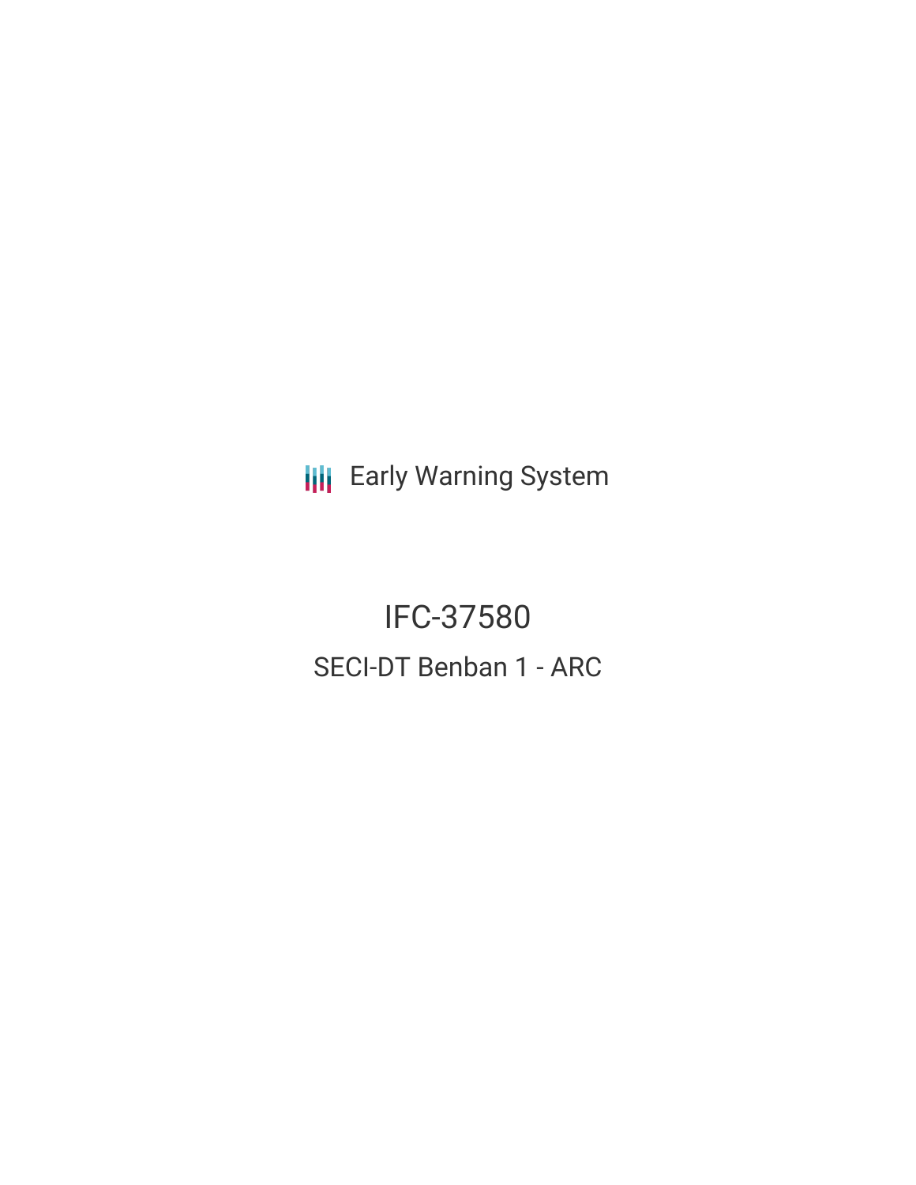Early Warning System

# IFC-37580

## SECI-DT Benban 1 - ARC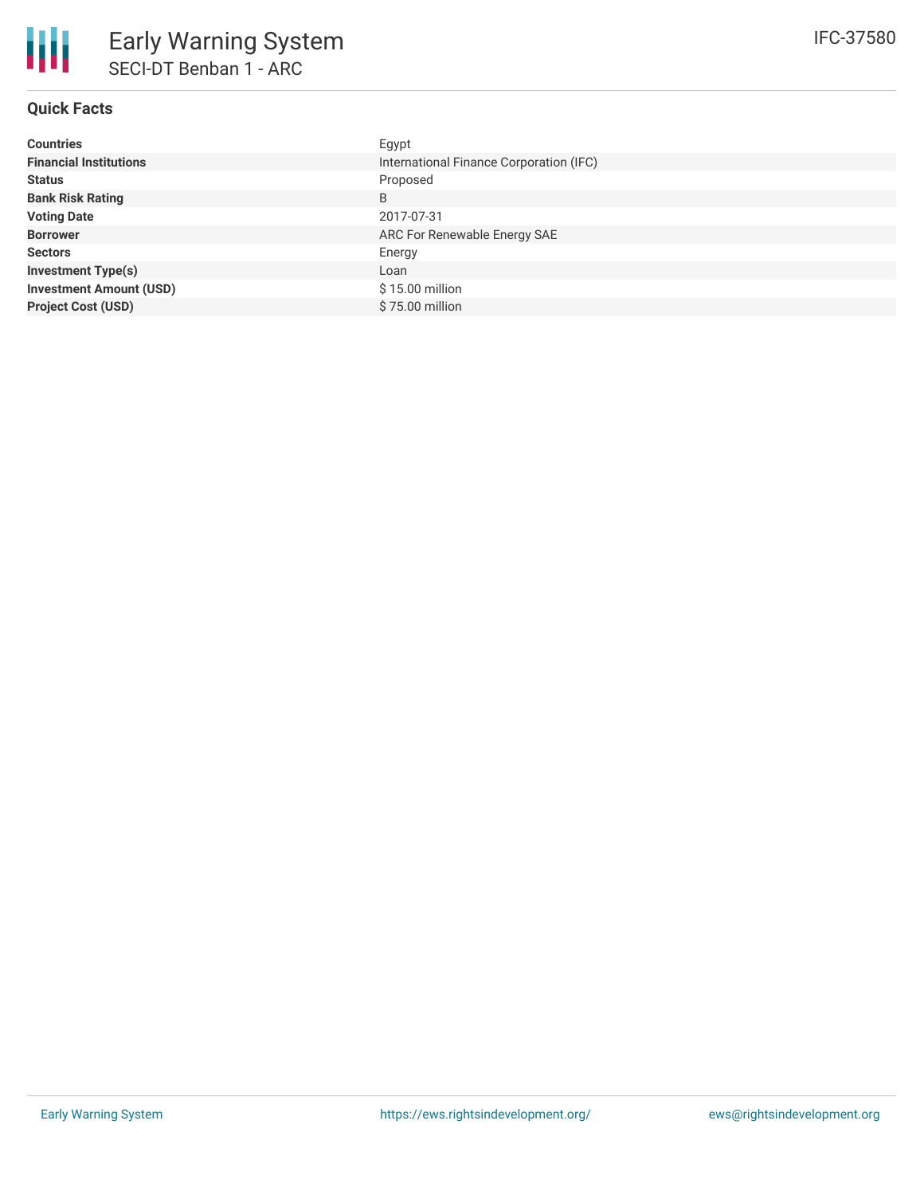# Early Warning System

## SECI-DT Benban 1 - ARC

IFC-37580

### Quick Facts

| | |
|---|---|
| **Countries** | Egypt |
| **Financial Institutions** | International Finance Corporation (IFC) |
| **Status** | Proposed |
| **Bank Risk Rating** | B |
| **Voting Date** | 2017-07-31 |
| **Borrower** | ARC For Renewable Energy SAE |
| **Sectors** | Energy |
| **Investment Type(s)** | Loan |
| **Investment Amount (USD)** | $ 15.00 million |
| **Project Cost (USD)** | $ 75.00 million |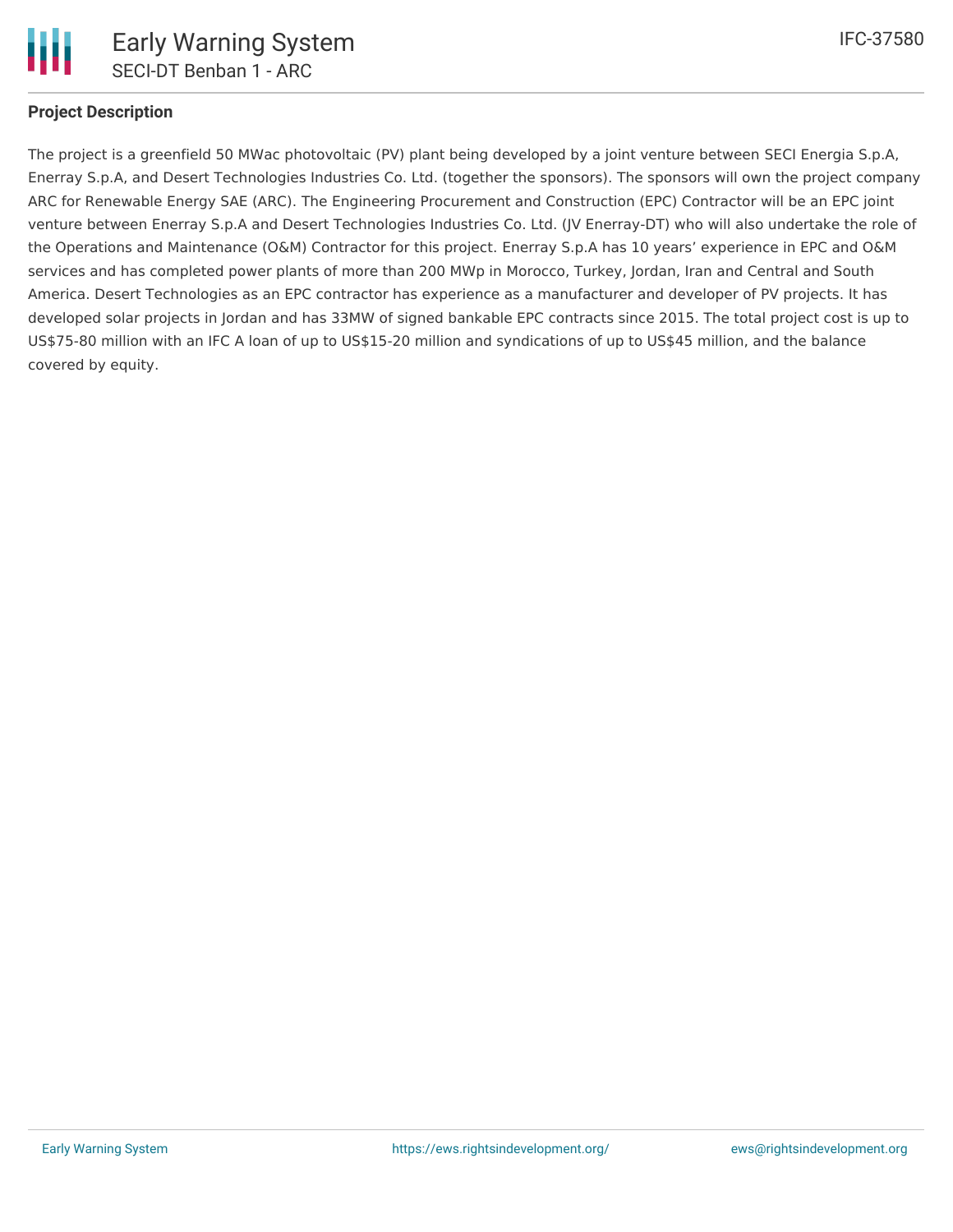## Project Description

The project is a greenfield 50 MWac photovoltaic (PV) plant being developed by a joint venture between SECI Energia S.p.A, Enerray S.p.A, and Desert Technologies Industries Co. Ltd. (together the sponsors). The sponsors will own the project company ARC for Renewable Energy SAE (ARC). The Engineering Procurement and Construction (EPC) Contractor will be an EPC joint venture between Enerray S.p.A and Desert Technologies Industries Co. Ltd. (JV Enerray-DT) who will also undertake the role of the Operations and Maintenance (O&M) Contractor for this project. Enerray S.p.A has 10 years' experience in EPC and O&M services and has completed power plants of more than 200 MWp in Morocco, Turkey, Jordan, Iran and Central and South America. Desert Technologies as an EPC contractor has experience as a manufacturer and developer of PV projects. It has developed solar projects in Jordan and has 33MW of signed bankable EPC contracts since 2015. The total project cost is up to US$75-80 million with an IFC A loan of up to US$15-20 million and syndications of up to US$45 million, and the balance covered by equity.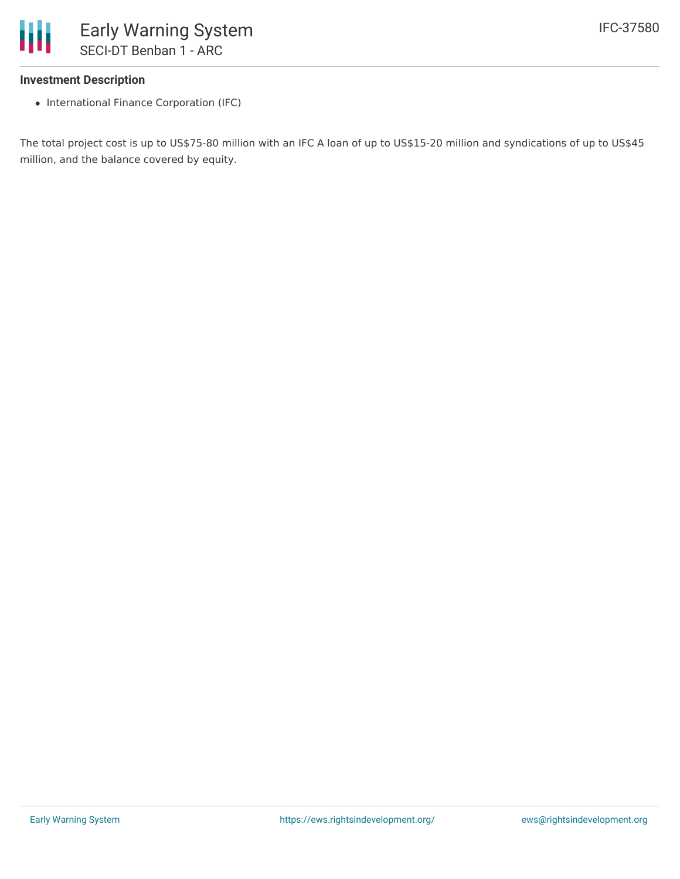### Investment Description

- International Finance Corporation (IFC)

The total project cost is up to US$75-80 million with an IFC A loan of up to US$15-20 million and syndications of up to US$45 million, and the balance covered by equity.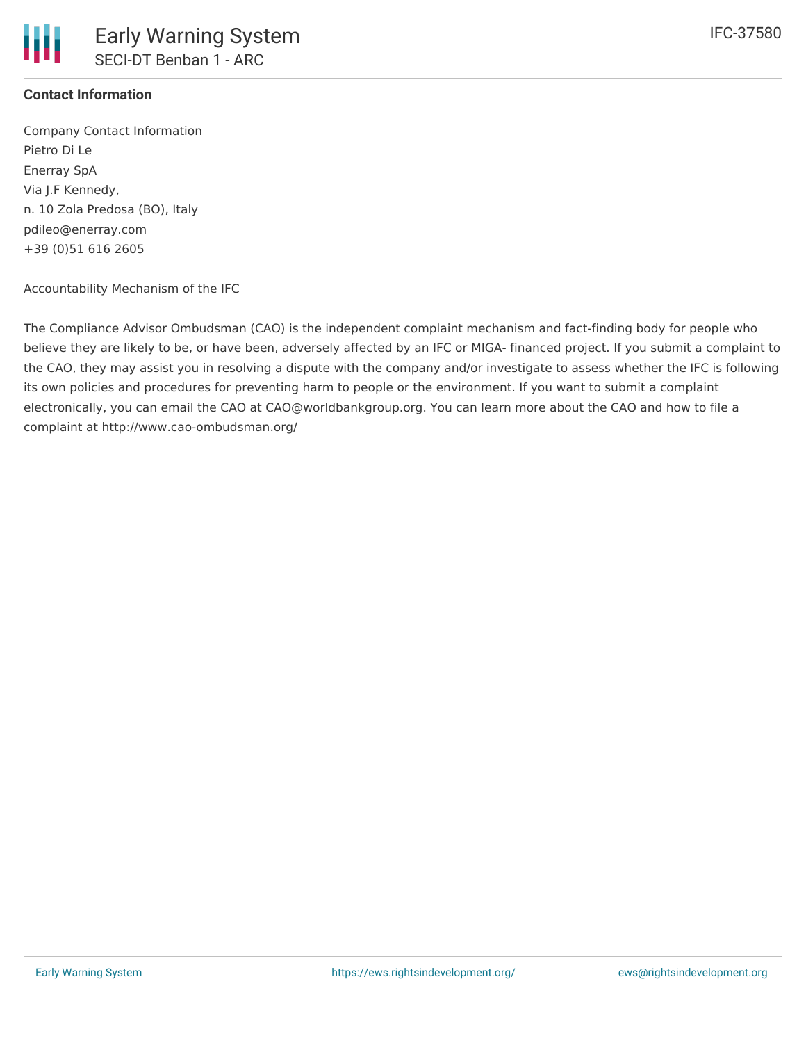**Contact Information**

Company Contact Information
Pietro Di Le
Enerray SpA
Via J.F Kennedy,
n. 10 Zola Predosa (BO), Italy
pdileo@enerray.com
+39 (0)51 616 2605

Accountability Mechanism of the IFC

The Compliance Advisor Ombudsman (CAO) is the independent complaint mechanism and fact-finding body for people who believe they are likely to be, or have been, adversely affected by an IFC or MIGA- financed project. If you submit a complaint to the CAO, they may assist you in resolving a dispute with the company and/or investigate to assess whether the IFC is following its own policies and procedures for preventing harm to people or the environment. If you want to submit a complaint electronically, you can email the CAO at CAO@worldbankgroup.org. You can learn more about the CAO and how to file a complaint at http://www.cao-ombudsman.org/